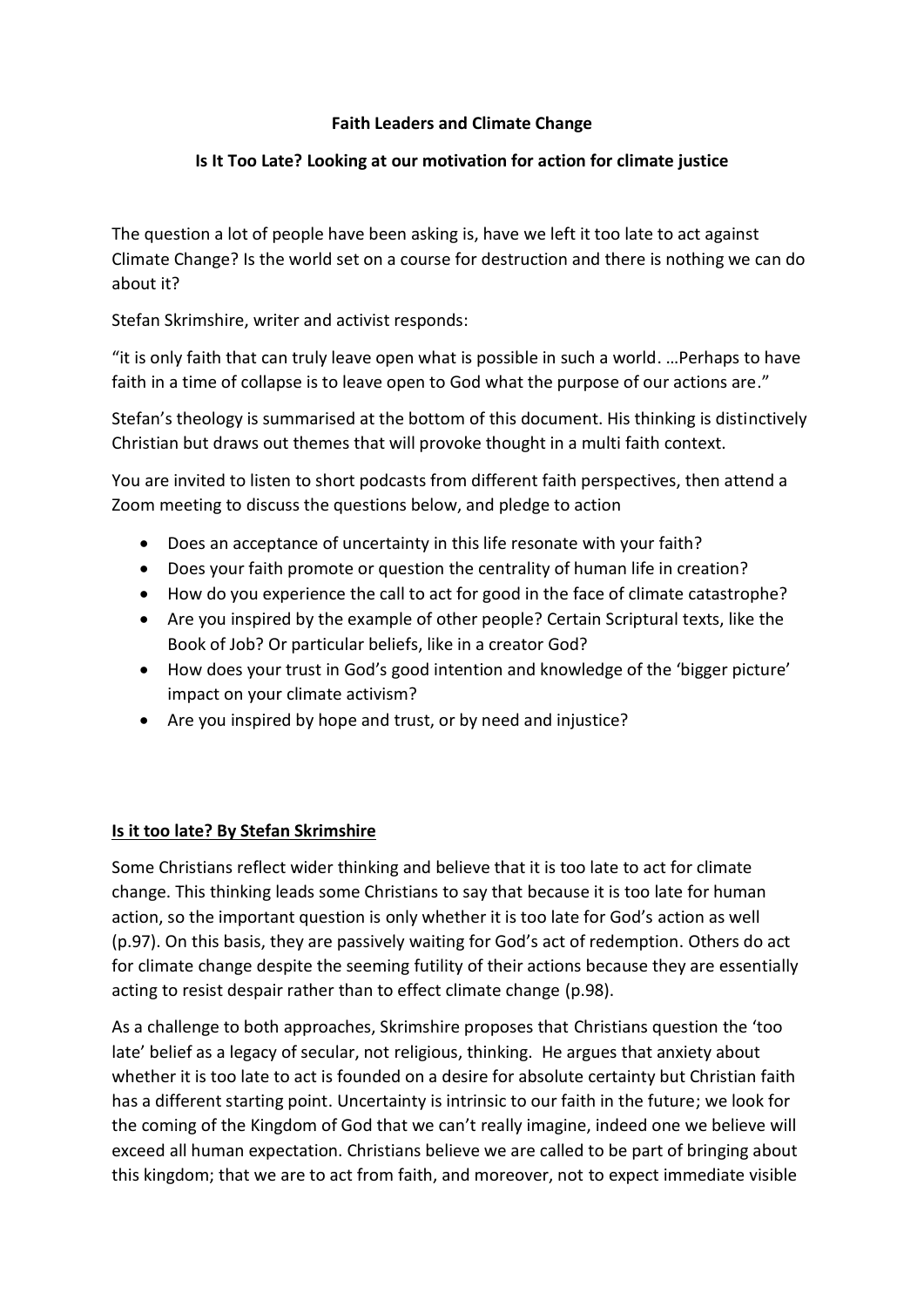**Faith Leaders and Climate Change**

**Is It Too Late? Looking at our motivation for action for climate justice**

The question a lot of people have been asking is, have we left it too late to act against Climate Change? Is the world set on a course for destruction and there is nothing we can do about it?

Stefan Skrimshire, writer and activist responds:

"it is only faith that can truly leave open what is possible in such a world. …Perhaps to have faith in a time of collapse is to leave open to God what the purpose of our actions are."

Stefan's theology is summarised at the bottom of this document. His thinking is distinctively Christian but draws out themes that will provoke thought in a multi faith context.

You are invited to listen to short podcasts from different faith perspectives, then attend a Zoom meeting to discuss the questions below, and pledge to action

- Does an acceptance of uncertainty in this life resonate with your faith?
- Does your faith promote or question the centrality of human life in creation?
- How do you experience the call to act for good in the face of climate catastrophe?
- Are you inspired by the example of other people? Certain Scriptural texts, like the Book of Job? Or particular beliefs, like in a creator God?
- How does your trust in God's good intention and knowledge of the 'bigger picture' impact on your climate activism?
- Are you inspired by hope and trust, or by need and injustice?

**<u>Is it too late? By Stefan Skrimshire</u>**

Some Christians reflect wider thinking and believe that it is too late to act for climate change. This thinking leads some Christians to say that because it is too late for human action, so the important question is only whether it is too late for God's action as well (p.97). On this basis, they are passively waiting for God's act of redemption. Others do act for climate change despite the seeming futility of their actions because they are essentially acting to resist despair rather than to effect climate change (p.98).

As a challenge to both approaches, Skrimshire proposes that Christians question the 'too late' belief as a legacy of secular, not religious, thinking. He argues that anxiety about whether it is too late to act is founded on a desire for absolute certainty but Christian faith has a different starting point. Uncertainty is intrinsic to our faith in the future; we look for the coming of the Kingdom of God that we can't really imagine, indeed one we believe will exceed all human expectation. Christians believe we are called to be part of bringing about this kingdom; that we are to act from faith, and moreover, not to expect immediate visible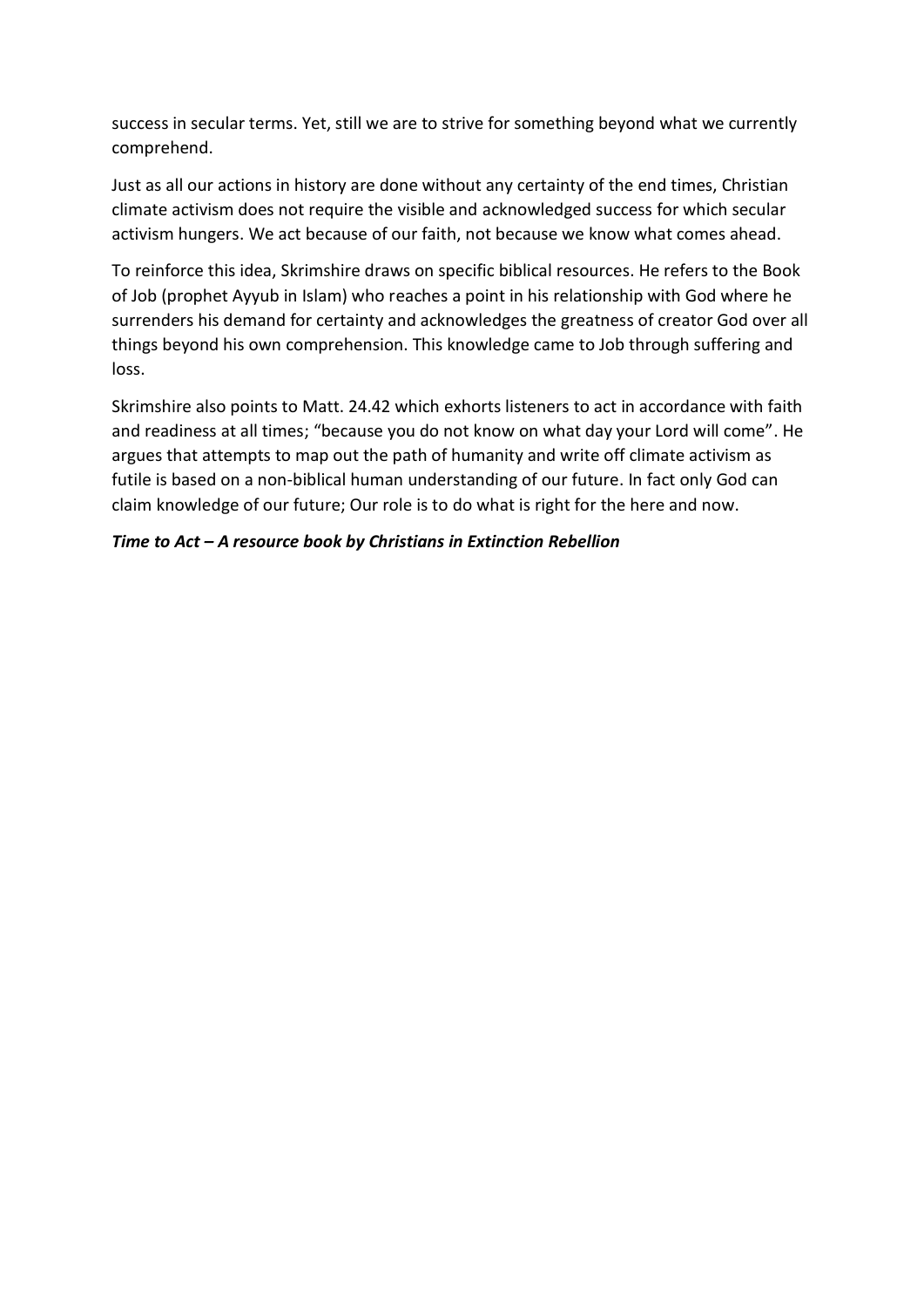success in secular terms. Yet, still we are to strive for something beyond what we currently comprehend.

Just as all our actions in history are done without any certainty of the end times, Christian climate activism does not require the visible and acknowledged success for which secular activism hungers. We act because of our faith, not because we know what comes ahead.

To reinforce this idea, Skrimshire draws on specific biblical resources. He refers to the Book of Job (prophet Ayyub in Islam) who reaches a point in his relationship with God where he surrenders his demand for certainty and acknowledges the greatness of creator God over all things beyond his own comprehension. This knowledge came to Job through suffering and loss.

Skrimshire also points to Matt. 24.42 which exhorts listeners to act in accordance with faith and readiness at all times; "because you do not know on what day your Lord will come". He argues that attempts to map out the path of humanity and write off climate activism as futile is based on a non-biblical human understanding of our future. In fact only God can claim knowledge of our future; Our role is to do what is right for the here and now.

***Time to Act – A resource book by Christians in Extinction Rebellion***